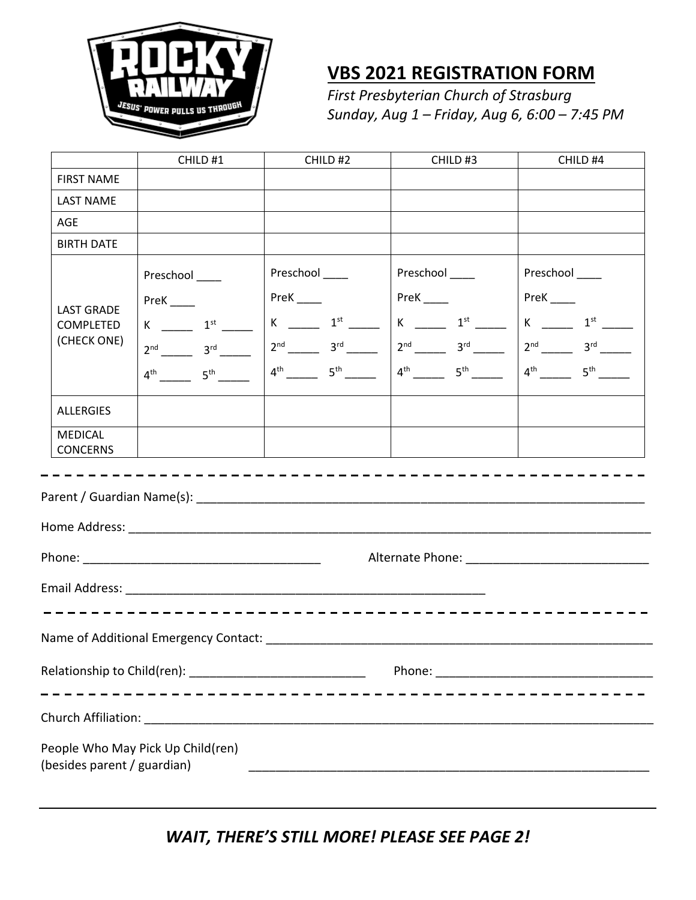# VBS 2021 REGISTRATION FORM

*First Presbyterian Church of Strasburg*
*Sunday, Aug 1 – Friday, Aug 6, 6:00 – 7:45 PM*

| | CHILD #1 | CHILD #2 | CHILD #3 | CHILD #4 |
|---|---|---|---|---|
| FIRST NAME | | | | |
| LAST NAME | | | | |
| AGE | | | | |
| BIRTH DATE | | | | |
| LAST GRADE COMPLETED (CHECK ONE) | Preschool ____ PreK ____ K _____ 1st _____ 2nd _____ 3rd _____ 4th _____ 5th _____ | Preschool ____ PreK ____ K _____ 1st _____ 2nd _____ 3rd _____ 4th _____ 5th _____ | Preschool ____ PreK ____ K _____ 1st _____ 2nd _____ 3rd _____ 4th _____ 5th _____ | Preschool ____ PreK ____ K _____ 1st _____ 2nd _____ 3rd _____ 4th _____ 5th _____ |
| ALLERGIES | | | | |
| MEDICAL CONCERNS | | | | |

Parent / Guardian Name(s): ____________________________________________________________________

Home Address: ______________________________________________________________________________

Phone: ___________________________________ Alternate Phone: ___________________________

Email Address: ______________________________________________________

Name of Additional Emergency Contact: ______________________________________________________

Relationship to Child(ren): __________________________ Phone: _________________________________

Church Affiliation: _________________________________________________________________________

People Who May Pick Up Child(ren)
(besides parent / guardian) _____________________________________________________________

***WAIT, THERE'S STILL MORE! PLEASE SEE PAGE 2!***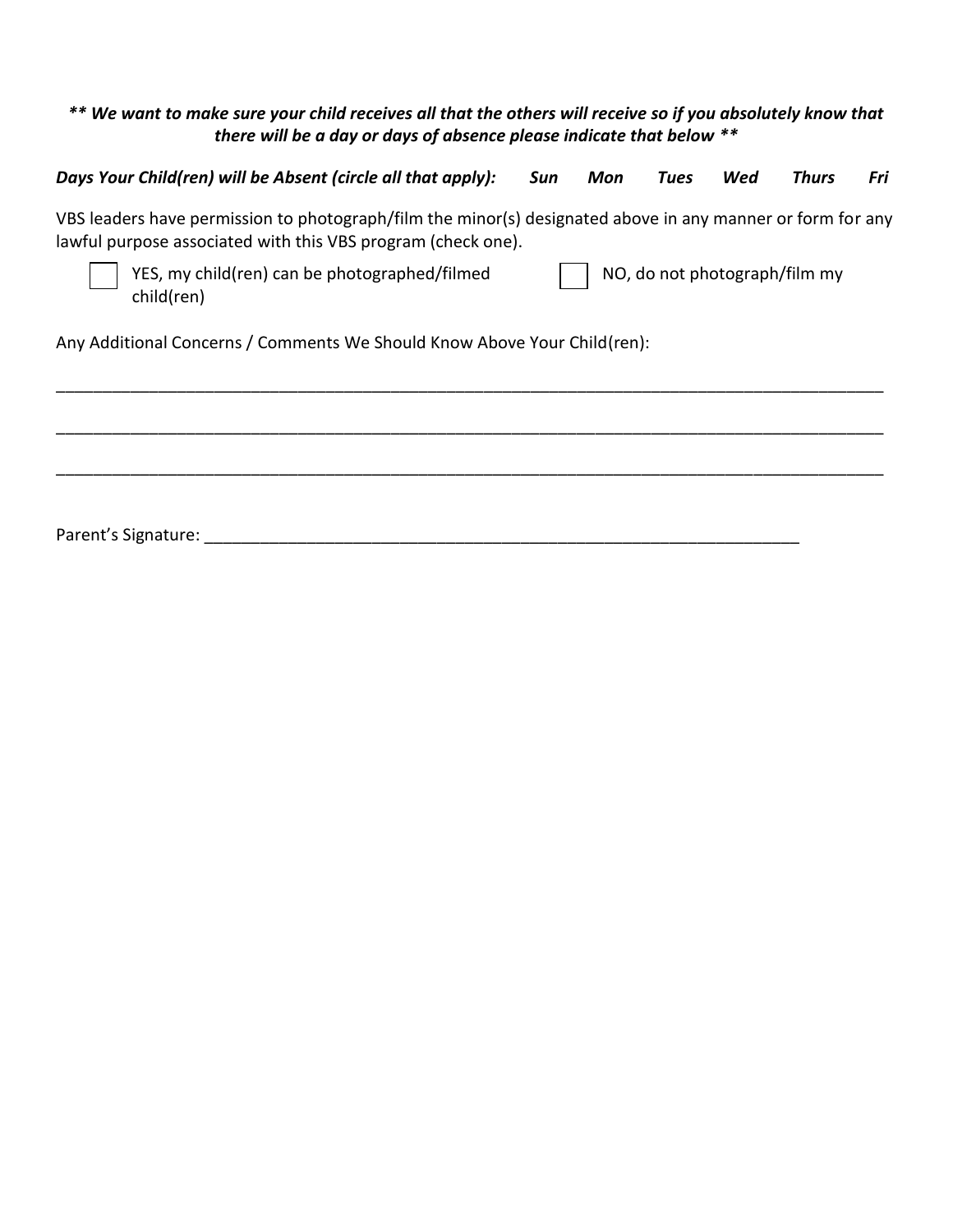***\*\* We want to make sure your child receives all that the others will receive so if you absolutely know that there will be a day or days of absence please indicate that below \*\****

***Days Your Child(ren) will be Absent (circle all that apply):*** ***Sun*** ***Mon*** ***Tues*** ***Wed*** ***Thurs*** ***Fri***

VBS leaders have permission to photograph/film the minor(s) designated above in any manner or form for any lawful purpose associated with this VBS program (check one).

☐ YES, my child(ren) can be photographed/filmed child(ren) ☐ NO, do not photograph/film my

Any Additional Concerns / Comments We Should Know Above Your Child(ren):

_______________________________________________________________________________________________

_______________________________________________________________________________________________

_______________________________________________________________________________________________

Parent's Signature: ___________________________________________________________________